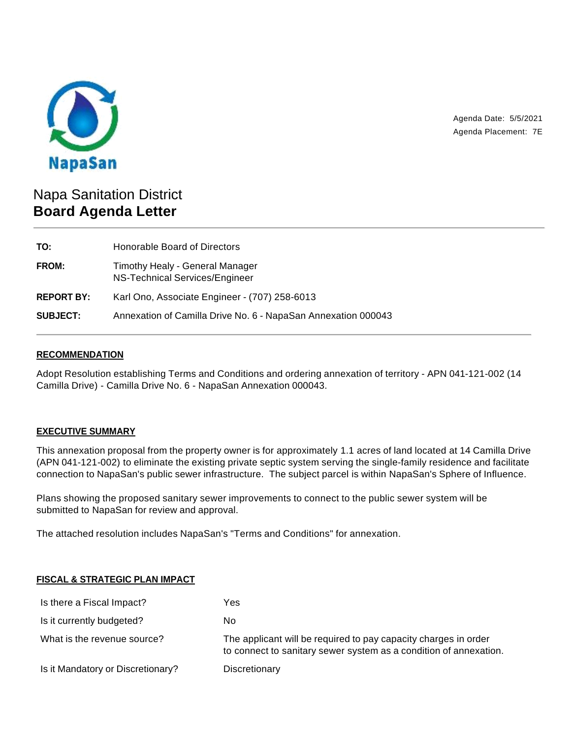NapaSan

Agenda Date: 5/5/2021
Agenda Placement: 7E

# Napa Sanitation District
# **Board Agenda Letter**

| | |
|---|---|
| **TO:** | Honorable Board of Directors |
| **FROM:** | Timothy Healy - General Manager<br>NS-Technical Services/Engineer |
| **REPORT BY:** | Karl Ono, Associate Engineer - (707) 258-6013 |
| **SUBJECT:** | Annexation of Camilla Drive No. 6 - NapaSan Annexation 000043 |

## RECOMMENDATION

Adopt Resolution establishing Terms and Conditions and ordering annexation of territory - APN 041-121-002 (14 Camilla Drive) - Camilla Drive No. 6 - NapaSan Annexation 000043.

## EXECUTIVE SUMMARY

This annexation proposal from the property owner is for approximately 1.1 acres of land located at 14 Camilla Drive (APN 041-121-002) to eliminate the existing private septic system serving the single-family residence and facilitate connection to NapaSan's public sewer infrastructure. The subject parcel is within NapaSan's Sphere of Influence.

Plans showing the proposed sanitary sewer improvements to connect to the public sewer system will be submitted to NapaSan for review and approval.

The attached resolution includes NapaSan's "Terms and Conditions" for annexation.

## FISCAL & STRATEGIC PLAN IMPACT

| | |
|---|---|
| Is there a Fiscal Impact? | Yes |
| Is it currently budgeted? | No |
| What is the revenue source? | The applicant will be required to pay capacity charges in order to connect to sanitary sewer system as a condition of annexation. |
| Is it Mandatory or Discretionary? | Discretionary |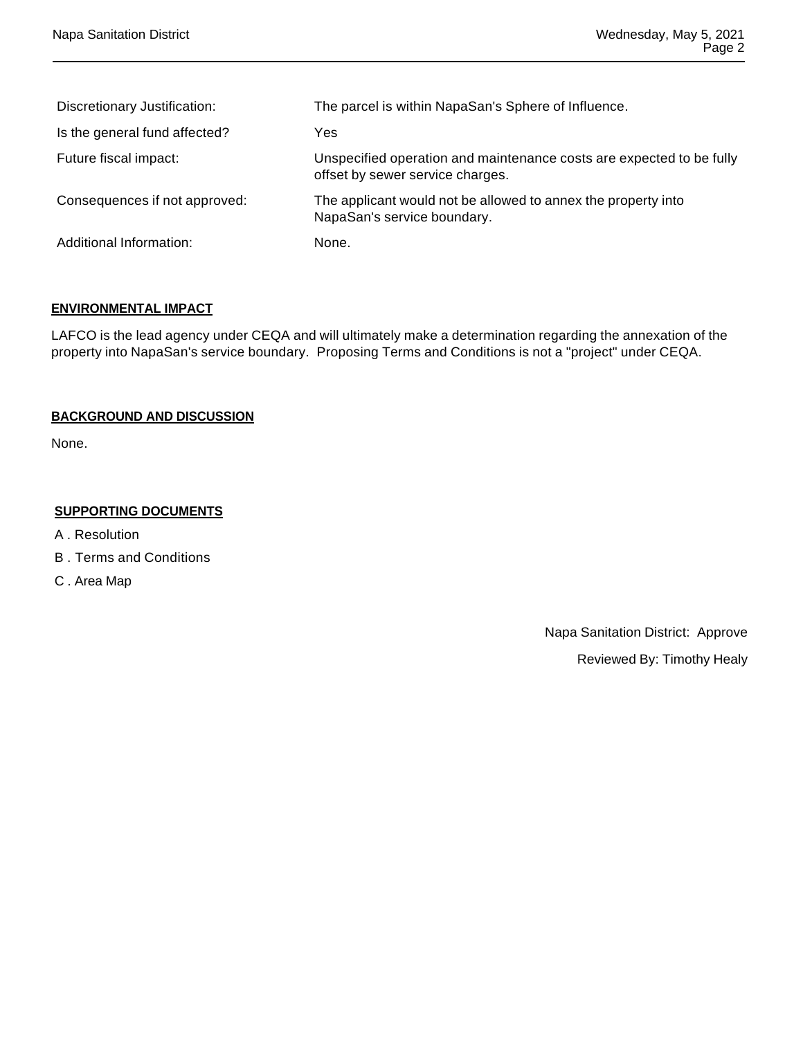| | |
|---|---|
| Discretionary Justification: | The parcel is within NapaSan's Sphere of Influence. |
| Is the general fund affected? | Yes |
| Future fiscal impact: | Unspecified operation and maintenance costs are expected to be fully offset by sewer service charges. |
| Consequences if not approved: | The applicant would not be allowed to annex the property into NapaSan's service boundary. |
| Additional Information: | None. |

**ENVIRONMENTAL IMPACT**

LAFCO is the lead agency under CEQA and will ultimately make a determination regarding the annexation of the property into NapaSan's service boundary. Proposing Terms and Conditions is not a "project" under CEQA.

**BACKGROUND AND DISCUSSION**

None.

**SUPPORTING DOCUMENTS**

A . Resolution

B . Terms and Conditions

C . Area Map

Napa Sanitation District: Approve

Reviewed By: Timothy Healy